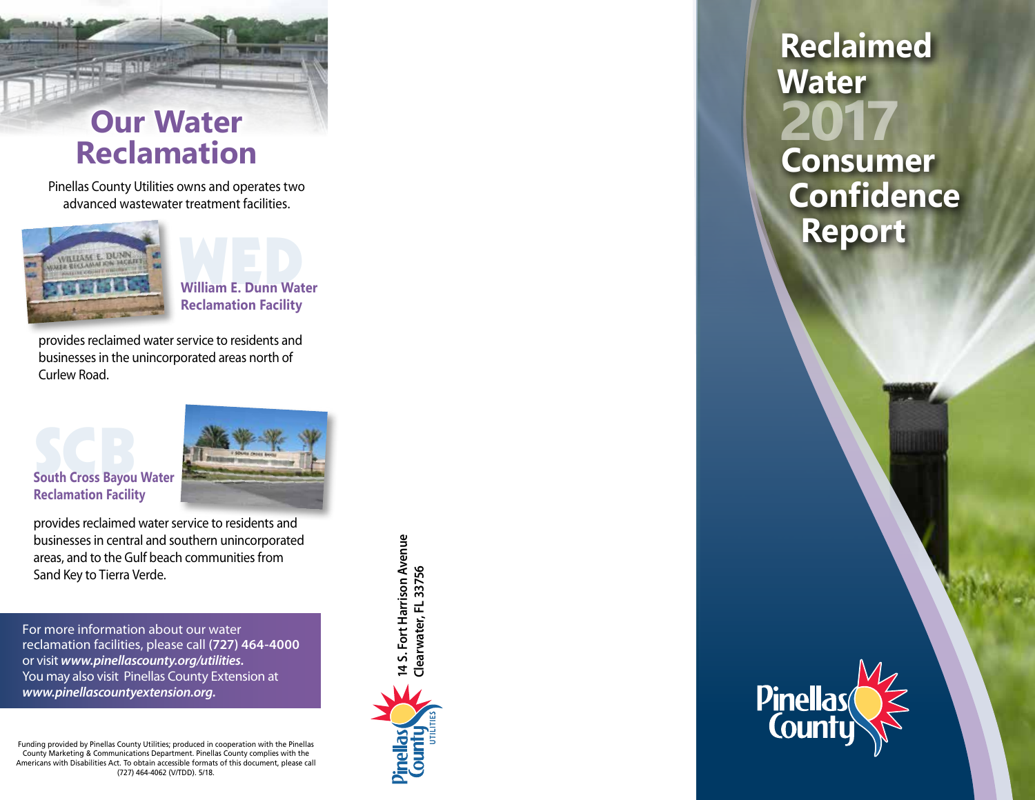# Our Water Reclamation

Pinellas County Utilities owns and operates two advanced wastewater treatment facilities.

WED

### William E. Dunn Water Reclamation Facility

provides reclaimed water service to residents and businesses in the unincorporated areas north of Curlew Road.

SCB

### South Cross Bayou Water Reclamation Facility

provides reclaimed water service to residents and businesses in central and southern unincorporated areas, and to the Gulf beach communities from Sand Key to Tierra Verde.

For more information about our water reclamation facilities, please call **(727) 464-4000** or visit ***www.pinellascounty.org/utilities.*** You may also visit Pinellas County Extension at ***www.pinellascountyextension.org.***

Funding provided by Pinellas County Utilities; produced in cooperation with the Pinellas County Marketing & Communications Department. Pinellas County complies with the Americans with Disabilities Act. To obtain accessible formats of this document, please call (727) 464-4062 (V/TDD). 5/18.

**14 S. Fort Harrison Avenue**
**Clearwater, FL 33756**

Pinellas County UTILITIES

# Reclaimed Water 2017 Consumer Confidence Report

Pinellas County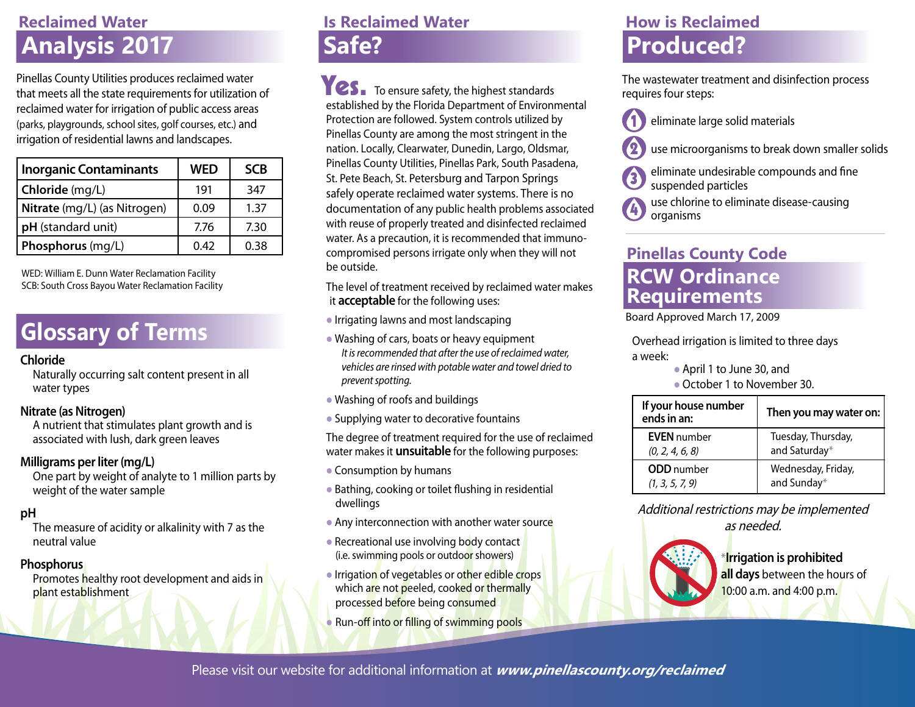## Reclaimed Water Analysis 2017

Pinellas County Utilities produces reclaimed water that meets all the state requirements for utilization of reclaimed water for irrigation of public access areas (parks, playgrounds, school sites, golf courses, etc.) and irrigation of residential lawns and landscapes.

| Inorganic Contaminants | WED | SCB |
|---|---|---|
| **Chloride** (mg/L) | 191 | 347 |
| **Nitrate** (mg/L) (as Nitrogen) | 0.09 | 1.37 |
| **pH** (standard unit) | 7.76 | 7.30 |
| **Phosphorus** (mg/L) | 0.42 | 0.38 |

WED: William E. Dunn Water Reclamation Facility
SCB: South Cross Bayou Water Reclamation Facility

## Glossary of Terms

**Chloride**
Naturally occurring salt content present in all water types

**Nitrate (as Nitrogen)**
A nutrient that stimulates plant growth and is associated with lush, dark green leaves

**Milligrams per liter (mg/L)**
One part by weight of analyte to 1 million parts by weight of the water sample

**pH**
The measure of acidity or alkalinity with 7 as the neutral value

**Phosphorus**
Promotes healthy root development and aids in plant establishment

## Is Reclaimed Water Safe?

**Yes.** To ensure safety, the highest standards established by the Florida Department of Environmental Protection are followed. System controls utilized by Pinellas County are among the most stringent in the nation. Locally, Clearwater, Dunedin, Largo, Oldsmar, Pinellas County Utilities, Pinellas Park, South Pasadena, St. Pete Beach, St. Petersburg and Tarpon Springs safely operate reclaimed water systems. There is no documentation of any public health problems associated with reuse of properly treated and disinfected reclaimed water. As a precaution, it is recommended that immuno-compromised persons irrigate only when they will not be outside.

The level of treatment received by reclaimed water makes it **acceptable** for the following uses:

- Irrigating lawns and most landscaping
- Washing of cars, boats or heavy equipment
  *It is recommended that after the use of reclaimed water, vehicles are rinsed with potable water and towel dried to prevent spotting.*
- Washing of roofs and buildings
- Supplying water to decorative fountains

The degree of treatment required for the use of reclaimed water makes it **unsuitable** for the following purposes:

- Consumption by humans
- Bathing, cooking or toilet flushing in residential dwellings
- Any interconnection with another water source
- Recreational use involving body contact (i.e. swimming pools or outdoor showers)
- Irrigation of vegetables or other edible crops which are not peeled, cooked or thermally processed before being consumed
- Run-off into or filling of swimming pools

## How is Reclaimed Produced?

The wastewater treatment and disinfection process requires four steps:

1. eliminate large solid materials
2. use microorganisms to break down smaller solids
3. eliminate undesirable compounds and fine suspended particles
4. use chlorine to eliminate disease-causing organisms

## Pinellas County Code RCW Ordinance Requirements

Board Approved March 17, 2009

Overhead irrigation is limited to three days a week:

- April 1 to June 30, and
- October 1 to November 30.

| If your house number ends in an: | Then you may water on: |
|---|---|
| **EVEN** number *(0, 2, 4, 6, 8)* | Tuesday, Thursday, and Saturday* |
| **ODD** number *(1, 3, 5, 7, 9)* | Wednesday, Friday, and Sunday* |

*Additional restrictions may be implemented as needed.*

***Irrigation is prohibited all days** between the hours of 10:00 a.m. and 4:00 p.m.

Please visit our website for additional information at ***www.pinellascounty.org/reclaimed***